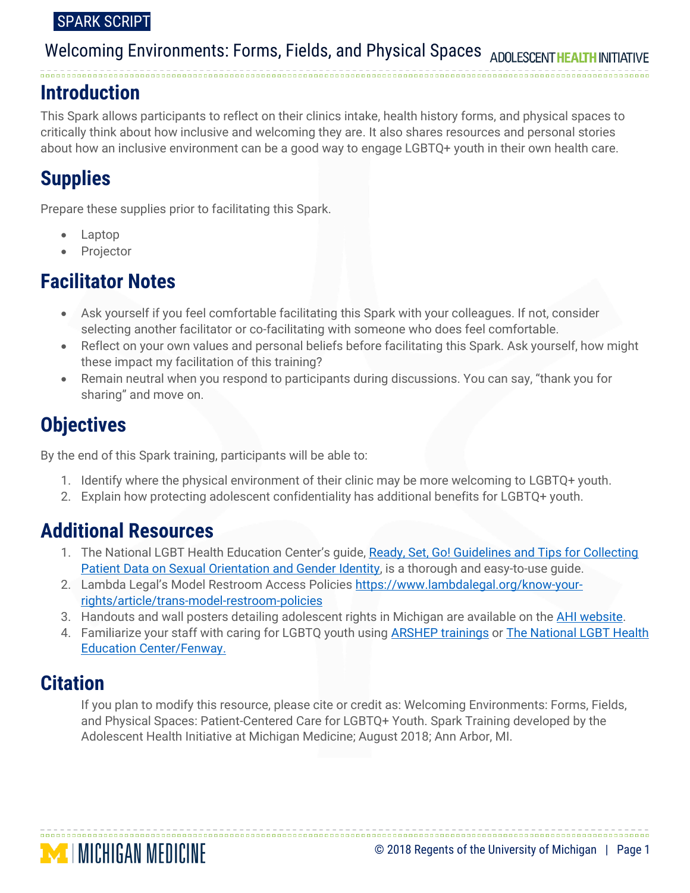SPARK SCRIPT

# Welcoming Environments: Forms, Fields, and Physical Spaces

## Introduction

This Spark allows participants to reflect on their clinics intake, health history forms, and physical spaces to critically think about how inclusive and welcoming they are. It also shares resources and personal stories about how an inclusive environment can be a good way to engage LGBTQ+ youth in their own health care.

## Supplies

Prepare these supplies prior to facilitating this Spark.

- Laptop
- Projector

## Facilitator Notes

- Ask yourself if you feel comfortable facilitating this Spark with your colleagues. If not, consider selecting another facilitator or co-facilitating with someone who does feel comfortable.
- Reflect on your own values and personal beliefs before facilitating this Spark. Ask yourself, how might these impact my facilitation of this training?
- Remain neutral when you respond to participants during discussions. You can say, “thank you for sharing” and move on.

## Objectives

By the end of this Spark training, participants will be able to:

1. Identify where the physical environment of their clinic may be more welcoming to LGBTQ+ youth.
2. Explain how protecting adolescent confidentiality has additional benefits for LGBTQ+ youth.

## Additional Resources

1. The National LGBT Health Education Center’s guide, Ready, Set, Go! Guidelines and Tips for Collecting Patient Data on Sexual Orientation and Gender Identity, is a thorough and easy-to-use guide.
2. Lambda Legal’s Model Restroom Access Policies https://www.lambdalegal.org/know-your-rights/article/trans-model-restroom-policies
3. Handouts and wall posters detailing adolescent rights in Michigan are available on the AHI website.
4. Familiarize your staff with caring for LGBTQ youth using ARSHEP trainings or The National LGBT Health Education Center/Fenway.

## Citation

If you plan to modify this resource, please cite or credit as: Welcoming Environments: Forms, Fields, and Physical Spaces: Patient-Centered Care for LGBTQ+ Youth. Spark Training developed by the Adolescent Health Initiative at Michigan Medicine; August 2018; Ann Arbor, MI.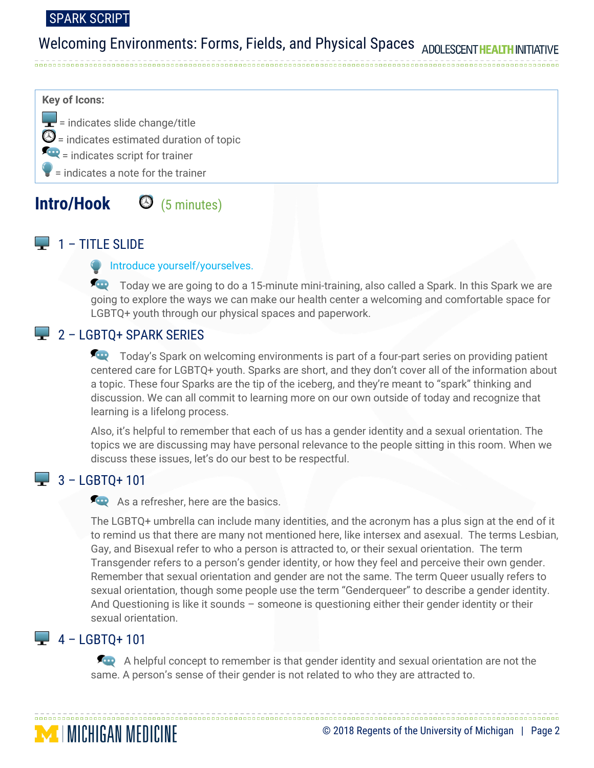**Key of Icons:**

= indicates slide change/title
= indicates estimated duration of topic
= indicates script for trainer
= indicates a note for the trainer

## Intro/Hook (5 minutes)

### 1 – TITLE SLIDE

Introduce yourself/yourselves.

Today we are going to do a 15-minute mini-training, also called a Spark. In this Spark we are going to explore the ways we can make our health center a welcoming and comfortable space for LGBTQ+ youth through our physical spaces and paperwork.

### 2 – LGBTQ+ SPARK SERIES

Today's Spark on welcoming environments is part of a four-part series on providing patient centered care for LGBTQ+ youth. Sparks are short, and they don't cover all of the information about a topic. These four Sparks are the tip of the iceberg, and they're meant to "spark" thinking and discussion. We can all commit to learning more on our own outside of today and recognize that learning is a lifelong process.

Also, it's helpful to remember that each of us has a gender identity and a sexual orientation. The topics we are discussing may have personal relevance to the people sitting in this room. When we discuss these issues, let's do our best to be respectful.

### 3 – LGBTQ+ 101

As a refresher, here are the basics.

The LGBTQ+ umbrella can include many identities, and the acronym has a plus sign at the end of it to remind us that there are many not mentioned here, like intersex and asexual. The terms Lesbian, Gay, and Bisexual refer to who a person is attracted to, or their sexual orientation. The term Transgender refers to a person's gender identity, or how they feel and perceive their own gender. Remember that sexual orientation and gender are not the same. The term Queer usually refers to sexual orientation, though some people use the term "Genderqueer" to describe a gender identity. And Questioning is like it sounds – someone is questioning either their gender identity or their sexual orientation.

### 4 – LGBTQ+ 101

A helpful concept to remember is that gender identity and sexual orientation are not the same. A person's sense of their gender is not related to who they are attracted to.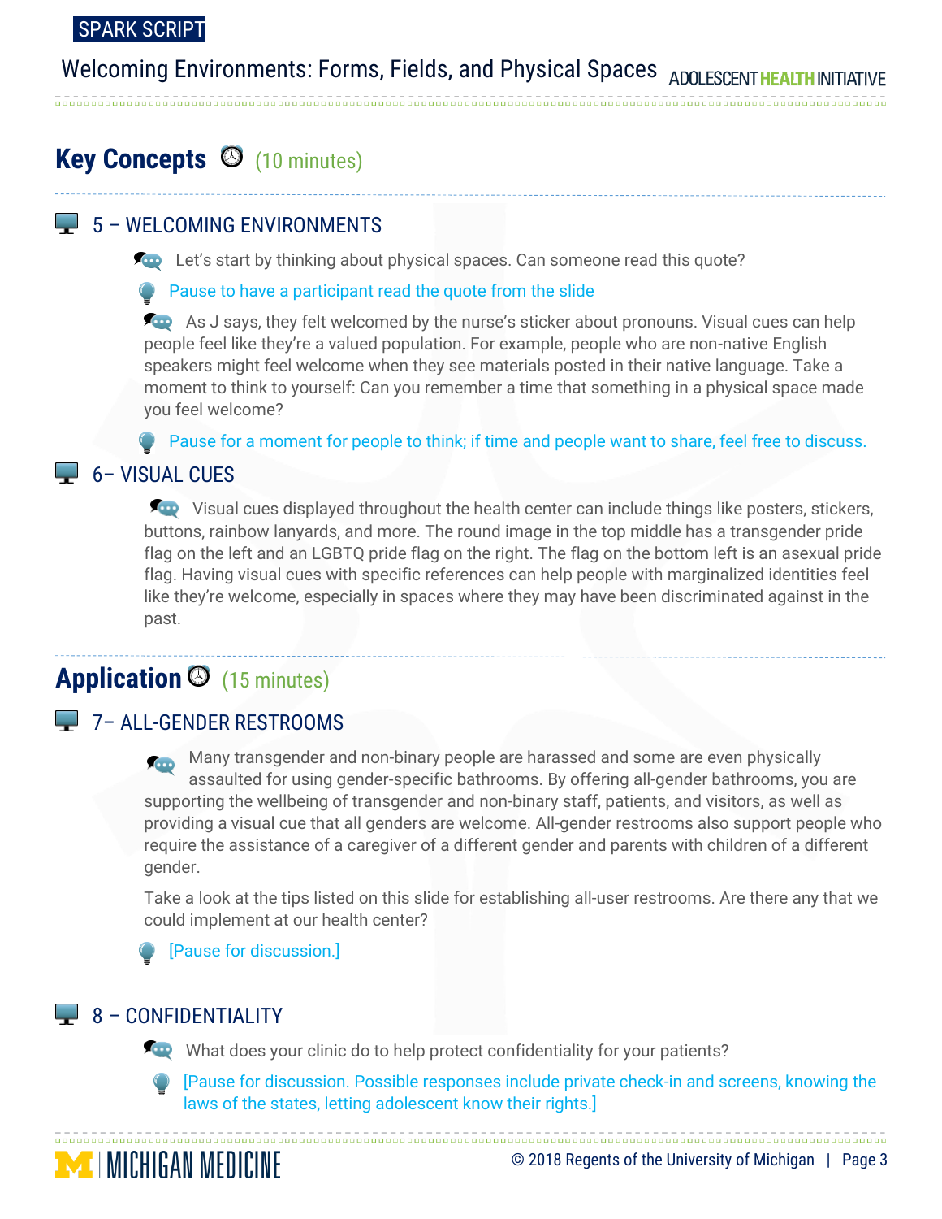## Key Concepts (10 minutes)

### 5 – WELCOMING ENVIRONMENTS

Let's start by thinking about physical spaces. Can someone read this quote?

Pause to have a participant read the quote from the slide

As J says, they felt welcomed by the nurse's sticker about pronouns. Visual cues can help people feel like they're a valued population. For example, people who are non-native English speakers might feel welcome when they see materials posted in their native language. Take a moment to think to yourself: Can you remember a time that something in a physical space made you feel welcome?

Pause for a moment for people to think; if time and people want to share, feel free to discuss.

### 6– VISUAL CUES

Visual cues displayed throughout the health center can include things like posters, stickers, buttons, rainbow lanyards, and more. The round image in the top middle has a transgender pride flag on the left and an LGBTQ pride flag on the right. The flag on the bottom left is an asexual pride flag. Having visual cues with specific references can help people with marginalized identities feel like they're welcome, especially in spaces where they may have been discriminated against in the past.

## Application (15 minutes)

### 7– ALL-GENDER RESTROOMS

Many transgender and non-binary people are harassed and some are even physically assaulted for using gender-specific bathrooms. By offering all-gender bathrooms, you are supporting the wellbeing of transgender and non-binary staff, patients, and visitors, as well as providing a visual cue that all genders are welcome. All-gender restrooms also support people who require the assistance of a caregiver of a different gender and parents with children of a different gender.

Take a look at the tips listed on this slide for establishing all-user restrooms. Are there any that we could implement at our health center?

[Pause for discussion.]

### 8 – CONFIDENTIALITY

What does your clinic do to help protect confidentiality for your patients?

[Pause for discussion. Possible responses include private check-in and screens, knowing the laws of the states, letting adolescent know their rights.]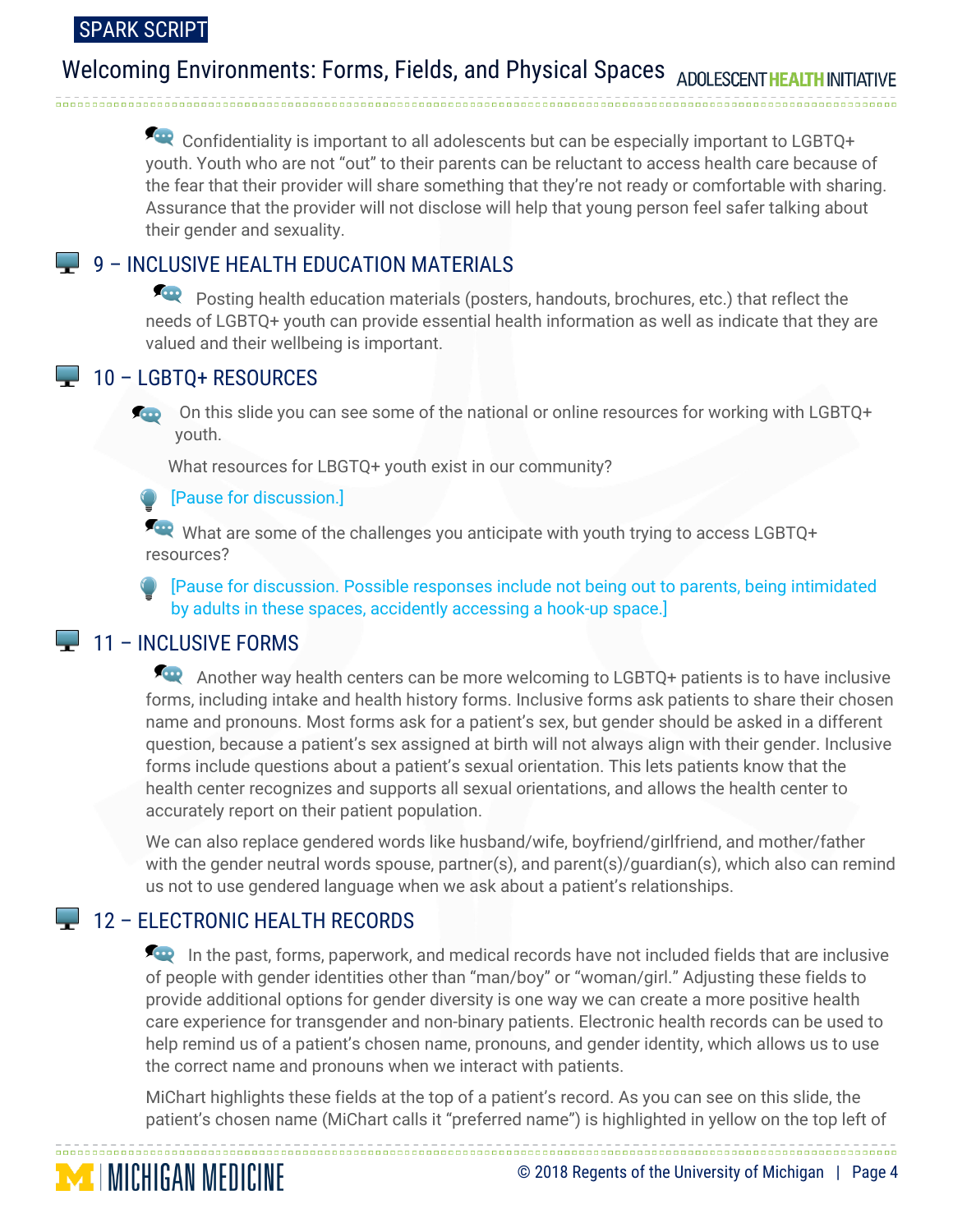Confidentiality is important to all adolescents but can be especially important to LGBTQ+ youth. Youth who are not "out" to their parents can be reluctant to access health care because of the fear that their provider will share something that they're not ready or comfortable with sharing. Assurance that the provider will not disclose will help that young person feel safer talking about their gender and sexuality.

## 9 – INCLUSIVE HEALTH EDUCATION MATERIALS

Posting health education materials (posters, handouts, brochures, etc.) that reflect the needs of LGBTQ+ youth can provide essential health information as well as indicate that they are valued and their wellbeing is important.

## 10 – LGBTQ+ RESOURCES

On this slide you can see some of the national or online resources for working with LGBTQ+ youth.

What resources for LBGTQ+ youth exist in our community?

[Pause for discussion.]

What are some of the challenges you anticipate with youth trying to access LGBTQ+ resources?

[Pause for discussion. Possible responses include not being out to parents, being intimidated by adults in these spaces, accidently accessing a hook-up space.]

## 11 – INCLUSIVE FORMS

Another way health centers can be more welcoming to LGBTQ+ patients is to have inclusive forms, including intake and health history forms. Inclusive forms ask patients to share their chosen name and pronouns. Most forms ask for a patient's sex, but gender should be asked in a different question, because a patient's sex assigned at birth will not always align with their gender. Inclusive forms include questions about a patient's sexual orientation. This lets patients know that the health center recognizes and supports all sexual orientations, and allows the health center to accurately report on their patient population.

We can also replace gendered words like husband/wife, boyfriend/girlfriend, and mother/father with the gender neutral words spouse, partner(s), and parent(s)/guardian(s), which also can remind us not to use gendered language when we ask about a patient's relationships.

## 12 – ELECTRONIC HEALTH RECORDS

In the past, forms, paperwork, and medical records have not included fields that are inclusive of people with gender identities other than "man/boy" or "woman/girl." Adjusting these fields to provide additional options for gender diversity is one way we can create a more positive health care experience for transgender and non-binary patients. Electronic health records can be used to help remind us of a patient's chosen name, pronouns, and gender identity, which allows us to use the correct name and pronouns when we interact with patients.

MiChart highlights these fields at the top of a patient's record. As you can see on this slide, the patient's chosen name (MiChart calls it "preferred name") is highlighted in yellow on the top left of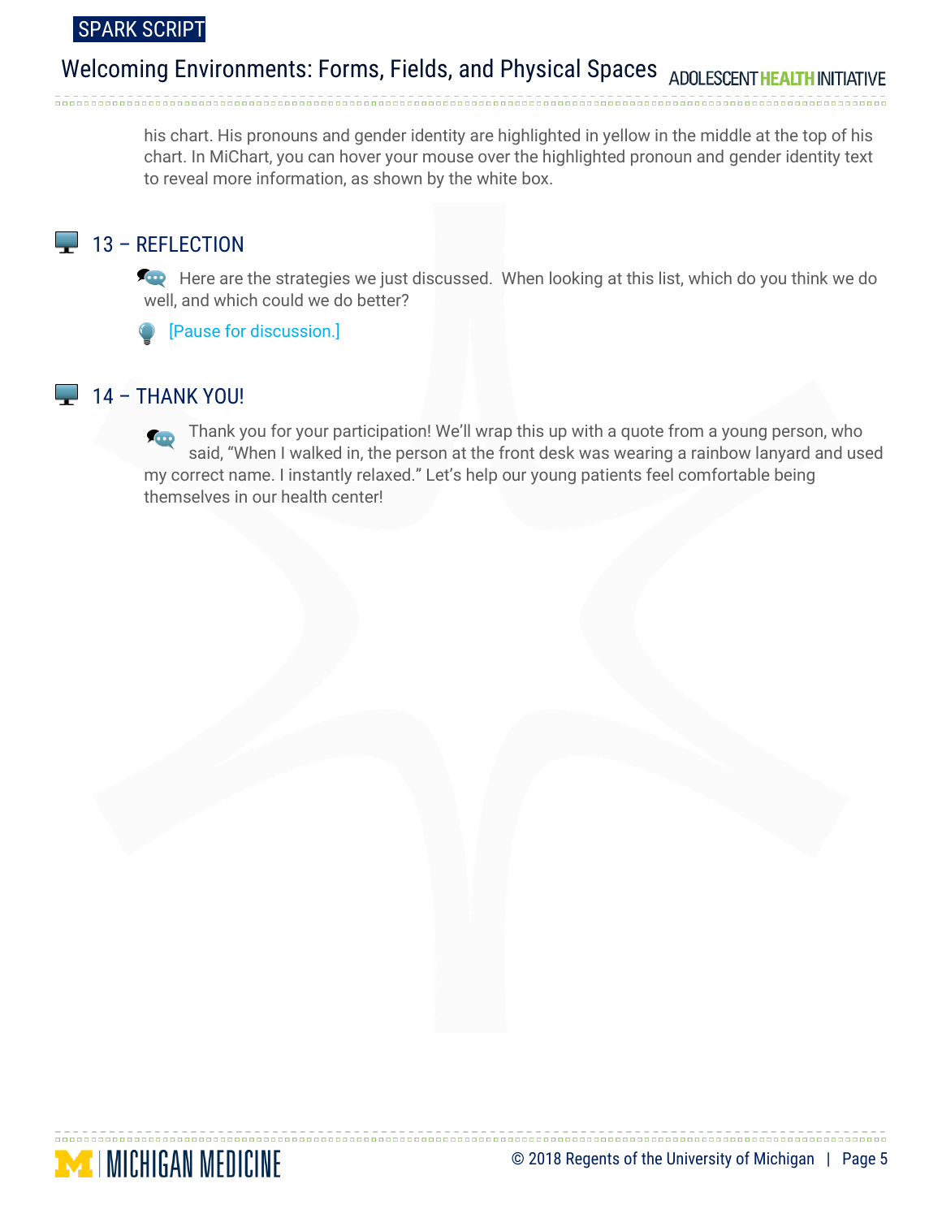his chart. His pronouns and gender identity are highlighted in yellow in the middle at the top of his chart. In MiChart, you can hover your mouse over the highlighted pronoun and gender identity text to reveal more information, as shown by the white box.

## 13 – REFLECTION

Here are the strategies we just discussed. When looking at this list, which do you think we do well, and which could we do better?

[Pause for discussion.]

## 14 – THANK YOU!

Thank you for your participation! We'll wrap this up with a quote from a young person, who said, "When I walked in, the person at the front desk was wearing a rainbow lanyard and used my correct name. I instantly relaxed." Let's help our young patients feel comfortable being themselves in our health center!